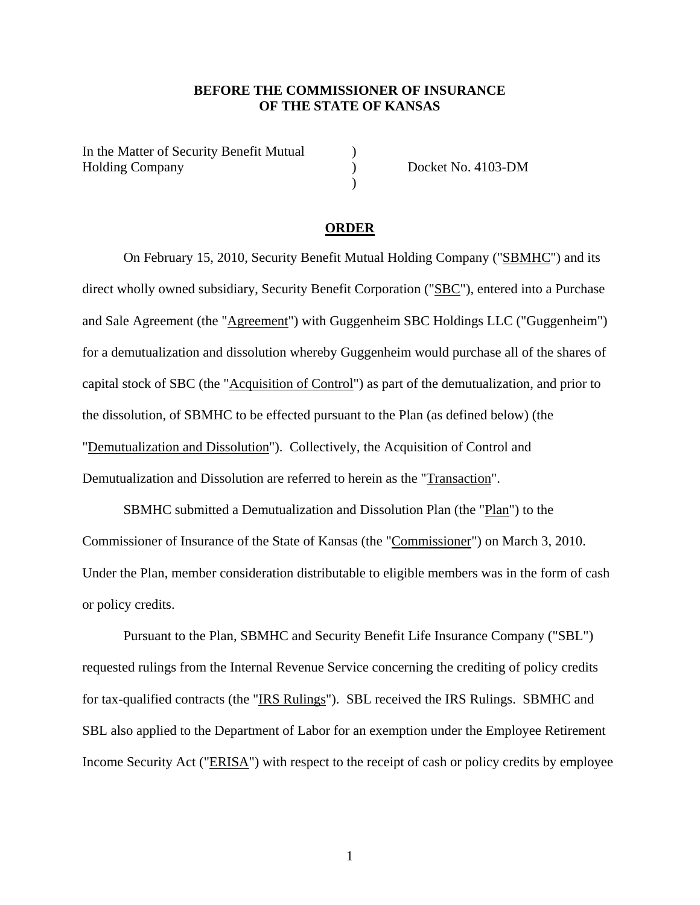**BEFORE THE COMMISSIONER OF INSURANCE**
**OF THE STATE OF KANSAS**

In the Matter of Security Benefit Mutual Holding Company ) Docket No. 4103-DM

**ORDER**

On February 15, 2010, Security Benefit Mutual Holding Company ("SBMHC") and its direct wholly owned subsidiary, Security Benefit Corporation ("SBC"), entered into a Purchase and Sale Agreement (the "Agreement") with Guggenheim SBC Holdings LLC ("Guggenheim") for a demutualization and dissolution whereby Guggenheim would purchase all of the shares of capital stock of SBC (the "Acquisition of Control") as part of the demutualization, and prior to the dissolution, of SBMHC to be effected pursuant to the Plan (as defined below) (the "Demutualization and Dissolution"). Collectively, the Acquisition of Control and Demutualization and Dissolution are referred to herein as the "Transaction".

SBMHC submitted a Demutualization and Dissolution Plan (the "Plan") to the Commissioner of Insurance of the State of Kansas (the "Commissioner") on March 3, 2010. Under the Plan, member consideration distributable to eligible members was in the form of cash or policy credits.

Pursuant to the Plan, SBMHC and Security Benefit Life Insurance Company ("SBL") requested rulings from the Internal Revenue Service concerning the crediting of policy credits for tax-qualified contracts (the "IRS Rulings"). SBL received the IRS Rulings. SBMHC and SBL also applied to the Department of Labor for an exemption under the Employee Retirement Income Security Act ("ERISA") with respect to the receipt of cash or policy credits by employee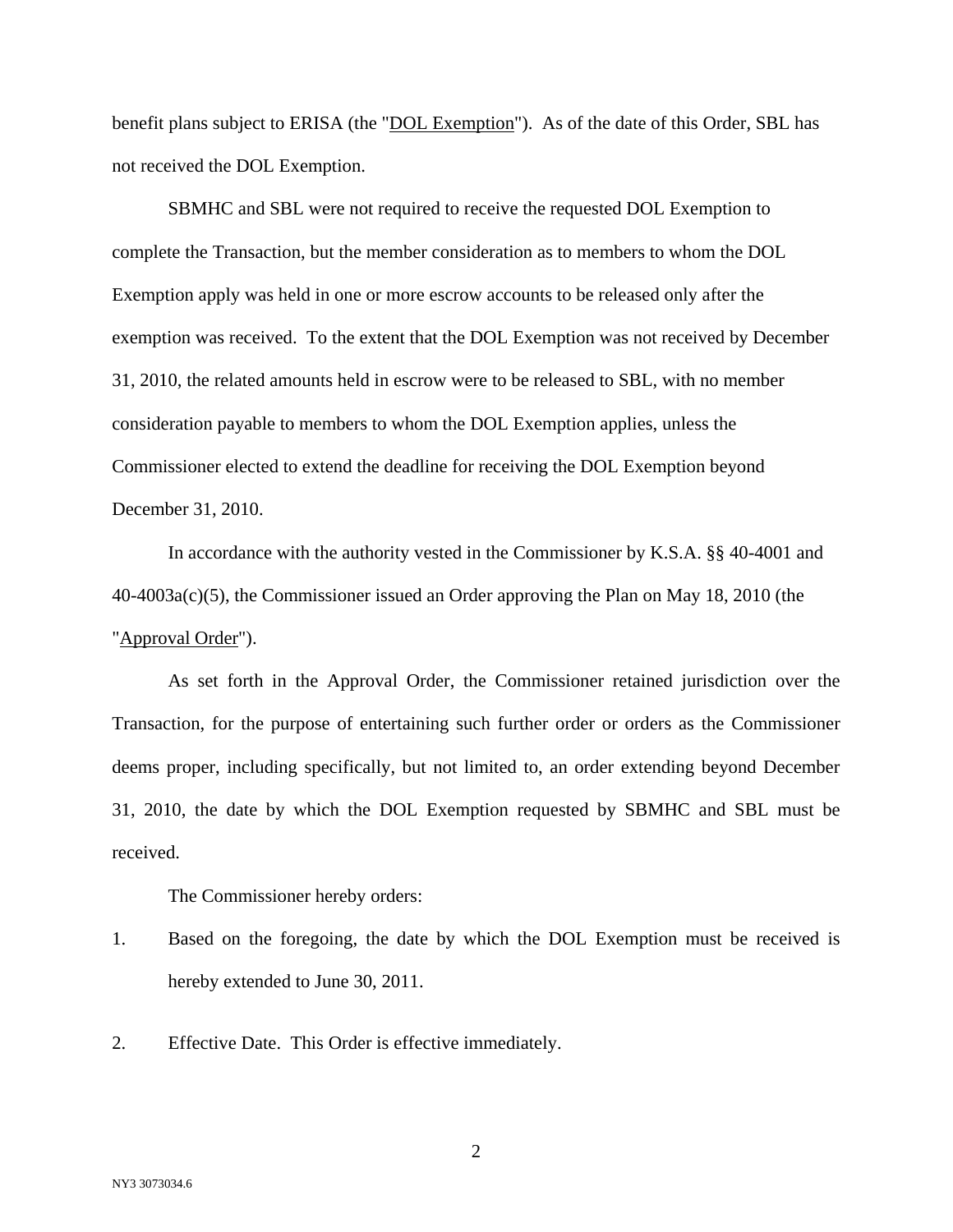benefit plans subject to ERISA (the "DOL Exemption"). As of the date of this Order, SBL has not received the DOL Exemption.

SBMHC and SBL were not required to receive the requested DOL Exemption to complete the Transaction, but the member consideration as to members to whom the DOL Exemption apply was held in one or more escrow accounts to be released only after the exemption was received. To the extent that the DOL Exemption was not received by December 31, 2010, the related amounts held in escrow were to be released to SBL, with no member consideration payable to members to whom the DOL Exemption applies, unless the Commissioner elected to extend the deadline for receiving the DOL Exemption beyond December 31, 2010.

In accordance with the authority vested in the Commissioner by K.S.A. §§ 40-4001 and 40-4003a(c)(5), the Commissioner issued an Order approving the Plan on May 18, 2010 (the "Approval Order").

As set forth in the Approval Order, the Commissioner retained jurisdiction over the Transaction, for the purpose of entertaining such further order or orders as the Commissioner deems proper, including specifically, but not limited to, an order extending beyond December 31, 2010, the date by which the DOL Exemption requested by SBMHC and SBL must be received.

The Commissioner hereby orders:

1. Based on the foregoing, the date by which the DOL Exemption must be received is hereby extended to June 30, 2011.

2. Effective Date. This Order is effective immediately.

NY3 3073034.6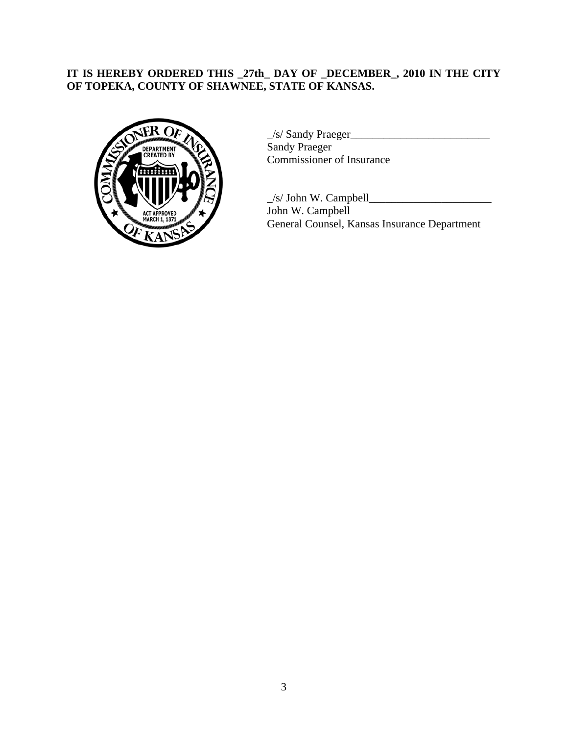**IT IS HEREBY ORDERED THIS _27th_ DAY OF _DECEMBER_, 2010 IN THE CITY OF TOPEKA, COUNTY OF SHAWNEE, STATE OF KANSAS.**

_/s/ Sandy Praeger_________________________
Sandy Praeger
Commissioner of Insurance

_/s/ John W. Campbell______________________
John W. Campbell
General Counsel, Kansas Insurance Department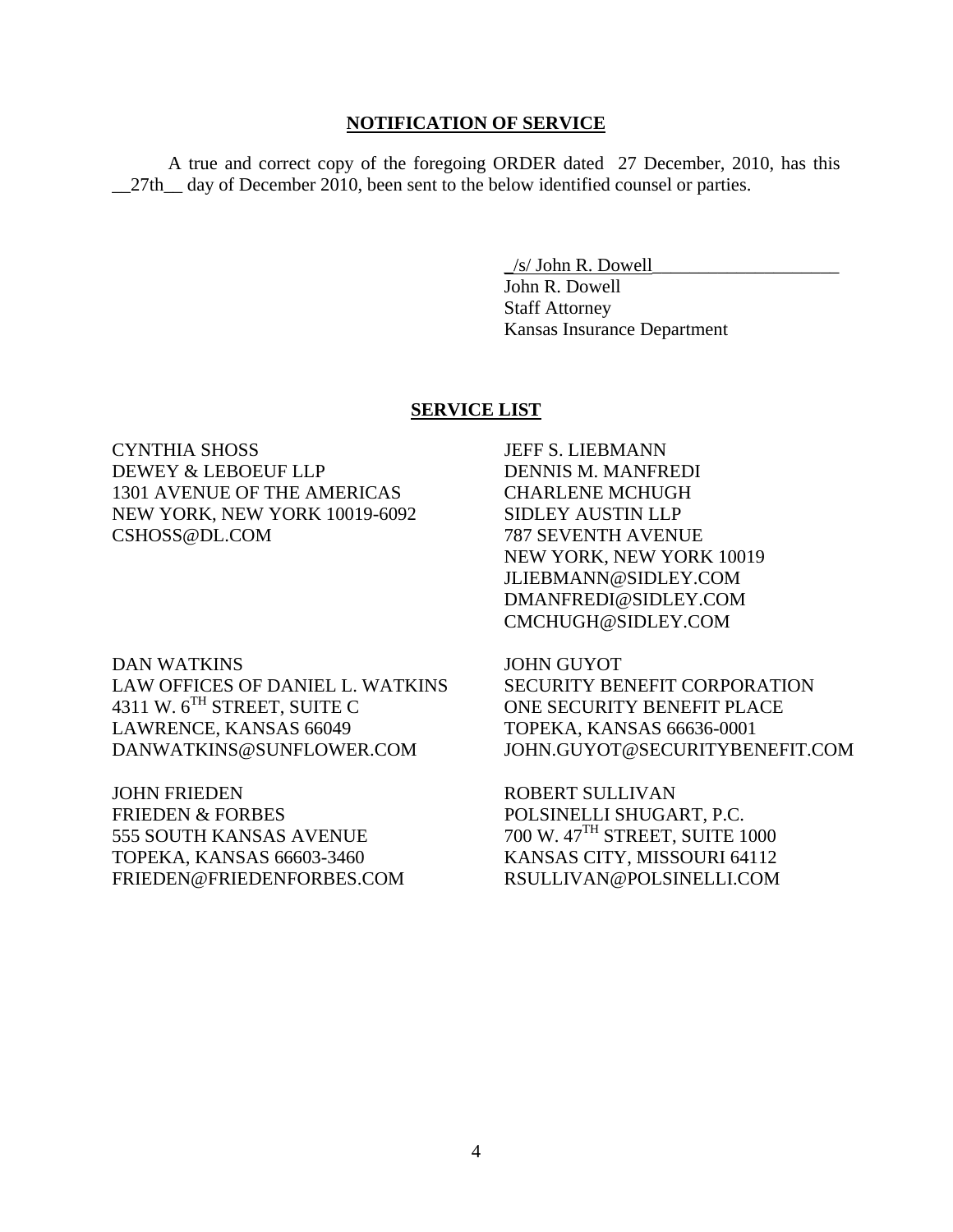## NOTIFICATION OF SERVICE

A true and correct copy of the foregoing ORDER dated 27 December, 2010, has this __27th__ day of December 2010, been sent to the below identified counsel or parties.

_/s/ John R. Dowell____________________
John R. Dowell
Staff Attorney
Kansas Insurance Department

## SERVICE LIST

CYNTHIA SHOSS
DEWEY & LEBOEUF LLP
1301 AVENUE OF THE AMERICAS
NEW YORK, NEW YORK 10019-6092
CSHOSS@DL.COM

JEFF S. LIEBMANN
DENNIS M. MANFREDI
CHARLENE MCHUGH
SIDLEY AUSTIN LLP
787 SEVENTH AVENUE
NEW YORK, NEW YORK 10019
JLIEBMANN@SIDLEY.COM
DMANFREDI@SIDLEY.COM
CMCHUGH@SIDLEY.COM

DAN WATKINS
LAW OFFICES OF DANIEL L. WATKINS
4311 W. 6TH STREET, SUITE C
LAWRENCE, KANSAS 66049
DANWATKINS@SUNFLOWER.COM

JOHN GUYOT
SECURITY BENEFIT CORPORATION
ONE SECURITY BENEFIT PLACE
TOPEKA, KANSAS 66636-0001
JOHN.GUYOT@SECURITYBENEFIT.COM

JOHN FRIEDEN
FRIEDEN & FORBES
555 SOUTH KANSAS AVENUE
TOPEKA, KANSAS 66603-3460
FRIEDEN@FRIEDENFORBES.COM

ROBERT SULLIVAN
POLSINELLI SHUGART, P.C.
700 W. 47TH STREET, SUITE 1000
KANSAS CITY, MISSOURI 64112
RSULLIVAN@POLSINELLI.COM